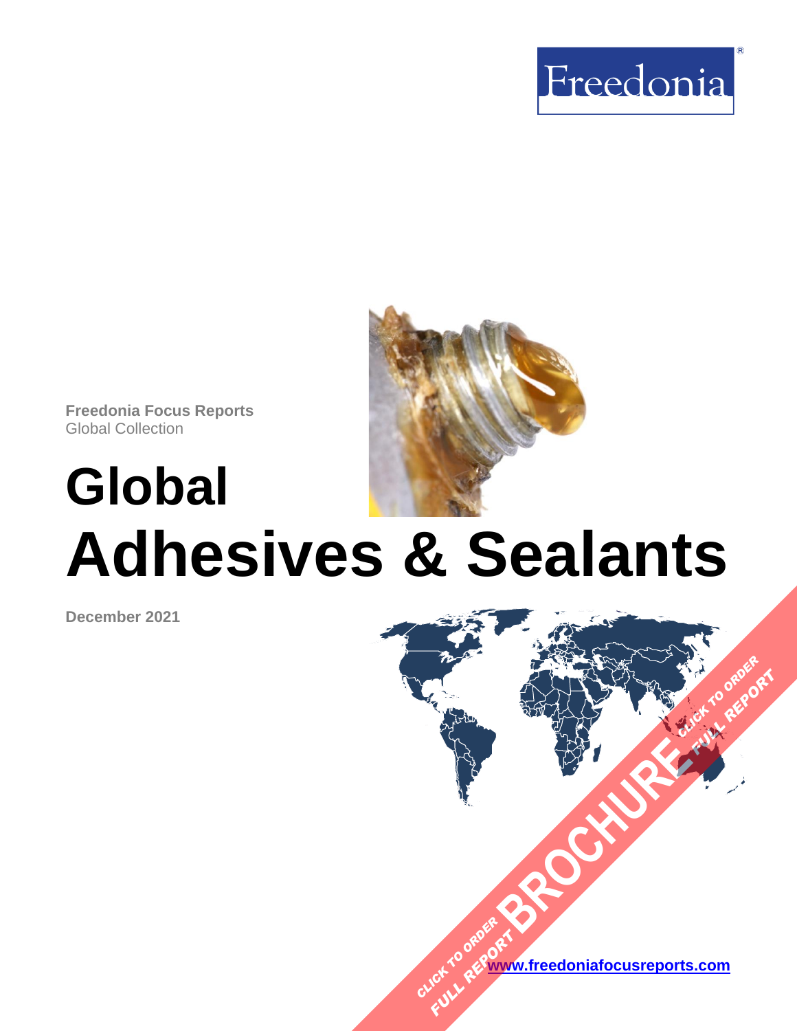Freedonia

**Freedonia Focus Reports**
Global Collection

# Global Adhesives & Sealants

**December 2021**

CLICK TO ORDER FULL REPORT BROCHURE

[www.freedoniafocusreports.com](http://www.freedoniafocusreports.com)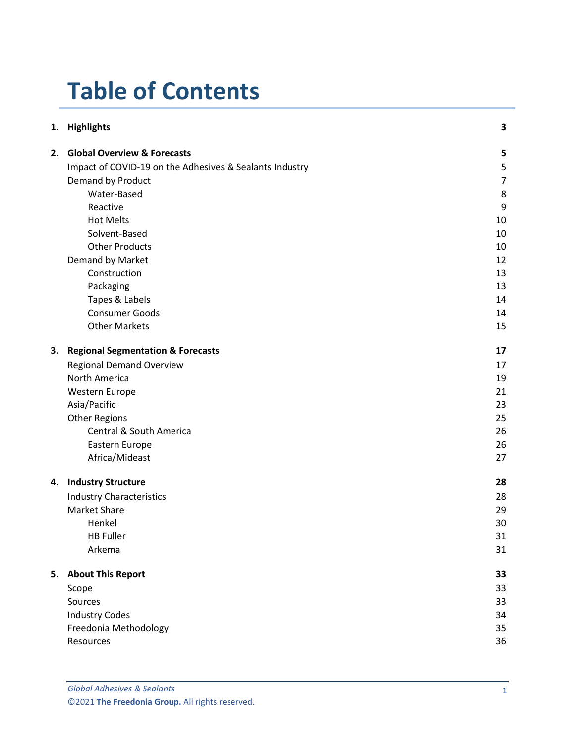# Table of Contents

| | | |
|---|---|---|
| 1. | **Highlights** | **3** |
| 2. | **Global Overview & Forecasts** | **5** |
| | Impact of COVID-19 on the Adhesives & Sealants Industry | 5 |
| | Demand by Product | 7 |
| | Water-Based | 8 |
| | Reactive | 9 |
| | Hot Melts | 10 |
| | Solvent-Based | 10 |
| | Other Products | 10 |
| | Demand by Market | 12 |
| | Construction | 13 |
| | Packaging | 13 |
| | Tapes & Labels | 14 |
| | Consumer Goods | 14 |
| | Other Markets | 15 |
| 3. | **Regional Segmentation & Forecasts** | **17** |
| | Regional Demand Overview | 17 |
| | North America | 19 |
| | Western Europe | 21 |
| | Asia/Pacific | 23 |
| | Other Regions | 25 |
| | Central & South America | 26 |
| | Eastern Europe | 26 |
| | Africa/Mideast | 27 |
| 4. | **Industry Structure** | **28** |
| | Industry Characteristics | 28 |
| | Market Share | 29 |
| | Henkel | 30 |
| | HB Fuller | 31 |
| | Arkema | 31 |
| 5. | **About This Report** | **33** |
| | Scope | 33 |
| | Sources | 33 |
| | Industry Codes | 34 |
| | Freedonia Methodology | 35 |
| | Resources | 36 |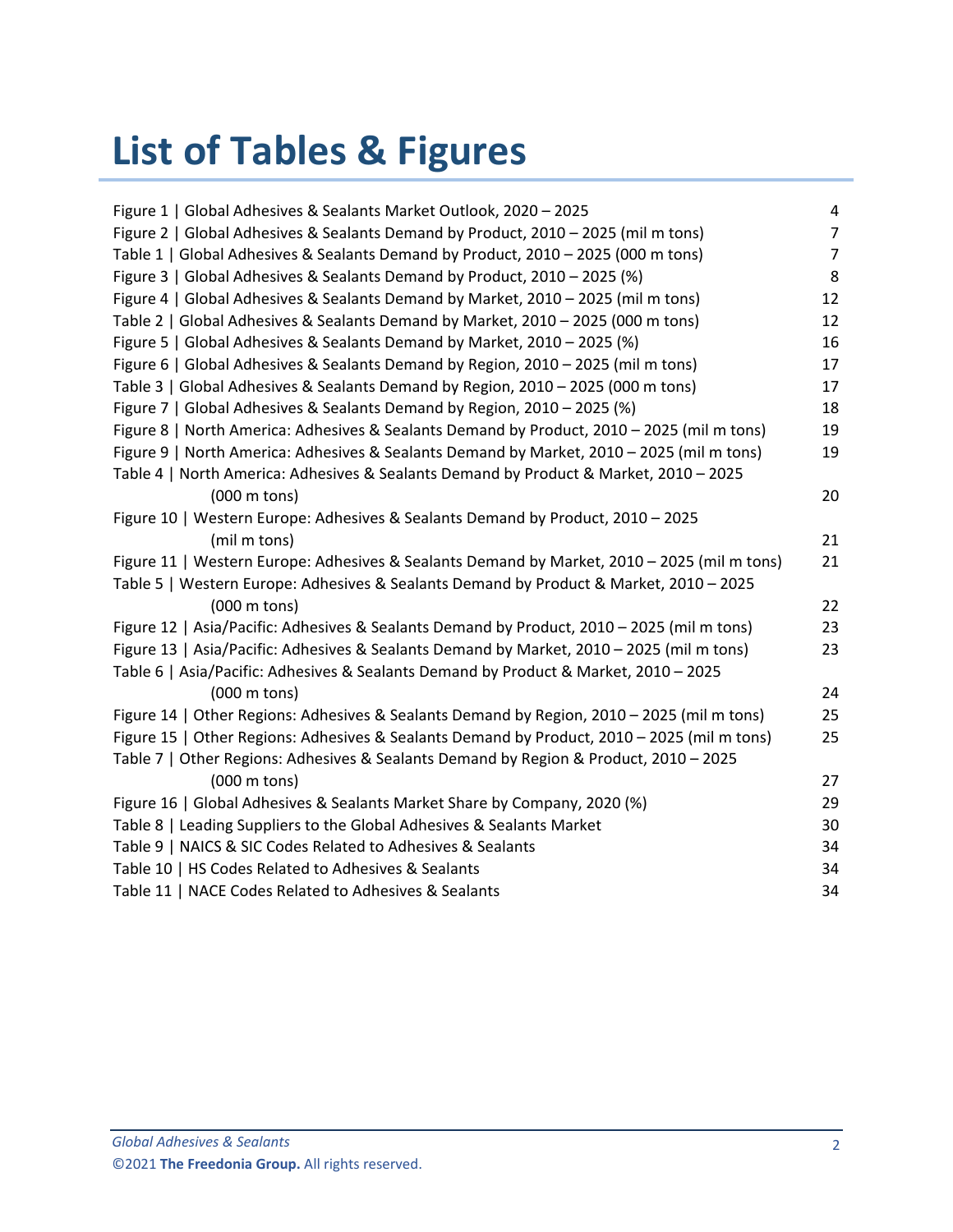# List of Tables & Figures

| | |
|---|---|
| Figure 1 \| Global Adhesives & Sealants Market Outlook, 2020 – 2025 | 4 |
| Figure 2 \| Global Adhesives & Sealants Demand by Product, 2010 – 2025 (mil m tons) | 7 |
| Table 1 \| Global Adhesives & Sealants Demand by Product, 2010 – 2025 (000 m tons) | 7 |
| Figure 3 \| Global Adhesives & Sealants Demand by Product, 2010 – 2025 (%) | 8 |
| Figure 4 \| Global Adhesives & Sealants Demand by Market, 2010 – 2025 (mil m tons) | 12 |
| Table 2 \| Global Adhesives & Sealants Demand by Market, 2010 – 2025 (000 m tons) | 12 |
| Figure 5 \| Global Adhesives & Sealants Demand by Market, 2010 – 2025 (%) | 16 |
| Figure 6 \| Global Adhesives & Sealants Demand by Region, 2010 – 2025 (mil m tons) | 17 |
| Table 3 \| Global Adhesives & Sealants Demand by Region, 2010 – 2025 (000 m tons) | 17 |
| Figure 7 \| Global Adhesives & Sealants Demand by Region, 2010 – 2025 (%) | 18 |
| Figure 8 \| North America: Adhesives & Sealants Demand by Product, 2010 – 2025 (mil m tons) | 19 |
| Figure 9 \| North America: Adhesives & Sealants Demand by Market, 2010 – 2025 (mil m tons) | 19 |
| Table 4 \| North America: Adhesives & Sealants Demand by Product & Market, 2010 – 2025 (000 m tons) | 20 |
| Figure 10 \| Western Europe: Adhesives & Sealants Demand by Product, 2010 – 2025 (mil m tons) | 21 |
| Figure 11 \| Western Europe: Adhesives & Sealants Demand by Market, 2010 – 2025 (mil m tons) | 21 |
| Table 5 \| Western Europe: Adhesives & Sealants Demand by Product & Market, 2010 – 2025 (000 m tons) | 22 |
| Figure 12 \| Asia/Pacific: Adhesives & Sealants Demand by Product, 2010 – 2025 (mil m tons) | 23 |
| Figure 13 \| Asia/Pacific: Adhesives & Sealants Demand by Market, 2010 – 2025 (mil m tons) | 23 |
| Table 6 \| Asia/Pacific: Adhesives & Sealants Demand by Product & Market, 2010 – 2025 (000 m tons) | 24 |
| Figure 14 \| Other Regions: Adhesives & Sealants Demand by Region, 2010 – 2025 (mil m tons) | 25 |
| Figure 15 \| Other Regions: Adhesives & Sealants Demand by Product, 2010 – 2025 (mil m tons) | 25 |
| Table 7 \| Other Regions: Adhesives & Sealants Demand by Region & Product, 2010 – 2025 (000 m tons) | 27 |
| Figure 16 \| Global Adhesives & Sealants Market Share by Company, 2020 (%) | 29 |
| Table 8 \| Leading Suppliers to the Global Adhesives & Sealants Market | 30 |
| Table 9 \| NAICS & SIC Codes Related to Adhesives & Sealants | 34 |
| Table 10 \| HS Codes Related to Adhesives & Sealants | 34 |
| Table 11 \| NACE Codes Related to Adhesives & Sealants | 34 |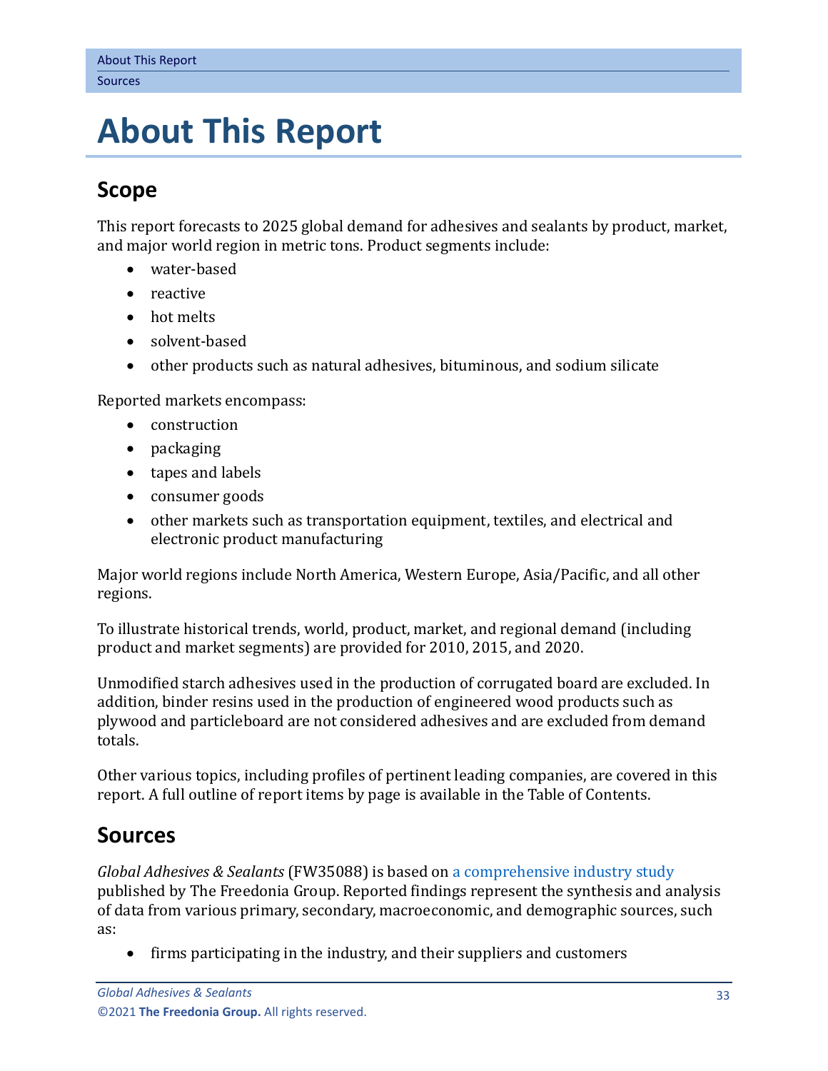# About This Report

## Scope

This report forecasts to 2025 global demand for adhesives and sealants by product, market, and major world region in metric tons. Product segments include:

- water-based
- reactive
- hot melts
- solvent-based
- other products such as natural adhesives, bituminous, and sodium silicate

Reported markets encompass:

- construction
- packaging
- tapes and labels
- consumer goods
- other markets such as transportation equipment, textiles, and electrical and electronic product manufacturing

Major world regions include North America, Western Europe, Asia/Pacific, and all other regions.

To illustrate historical trends, world, product, market, and regional demand (including product and market segments) are provided for 2010, 2015, and 2020.

Unmodified starch adhesives used in the production of corrugated board are excluded. In addition, binder resins used in the production of engineered wood products such as plywood and particleboard are not considered adhesives and are excluded from demand totals.

Other various topics, including profiles of pertinent leading companies, are covered in this report. A full outline of report items by page is available in the Table of Contents.

## Sources

*Global Adhesives & Sealants* (FW35088) is based on a comprehensive industry study published by The Freedonia Group. Reported findings represent the synthesis and analysis of data from various primary, secondary, macroeconomic, and demographic sources, such as:

- firms participating in the industry, and their suppliers and customers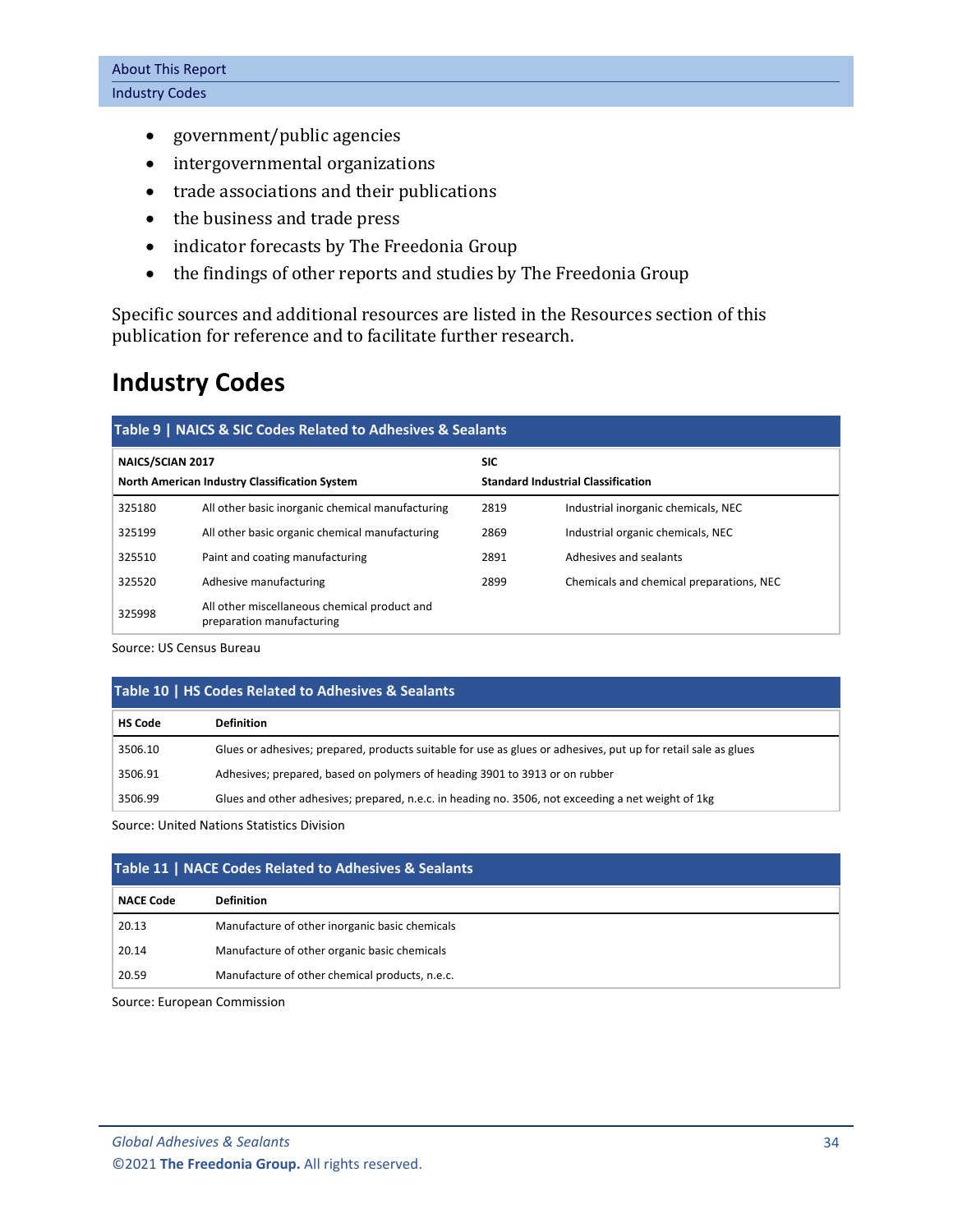- government/public agencies
- intergovernmental organizations
- trade associations and their publications
- the business and trade press
- indicator forecasts by The Freedonia Group
- the findings of other reports and studies by The Freedonia Group

Specific sources and additional resources are listed in the Resources section of this publication for reference and to facilitate further research.

## Industry Codes

**Table 9 | NAICS & SIC Codes Related to Adhesives & Sealants**

| NAICS/SCIAN 2017 North American Industry Classification System | | SIC Standard Industrial Classification | |
|---|---|---|---|
| 325180 | All other basic inorganic chemical manufacturing | 2819 | Industrial inorganic chemicals, NEC |
| 325199 | All other basic organic chemical manufacturing | 2869 | Industrial organic chemicals, NEC |
| 325510 | Paint and coating manufacturing | 2891 | Adhesives and sealants |
| 325520 | Adhesive manufacturing | 2899 | Chemicals and chemical preparations, NEC |
| 325998 | All other miscellaneous chemical product and preparation manufacturing | | |

Source: US Census Bureau

**Table 10 | HS Codes Related to Adhesives & Sealants**

| HS Code | Definition |
|---|---|
| 3506.10 | Glues or adhesives; prepared, products suitable for use as glues or adhesives, put up for retail sale as glues |
| 3506.91 | Adhesives; prepared, based on polymers of heading 3901 to 3913 or on rubber |
| 3506.99 | Glues and other adhesives; prepared, n.e.c. in heading no. 3506, not exceeding a net weight of 1kg |

Source: United Nations Statistics Division

**Table 11 | NACE Codes Related to Adhesives & Sealants**

| NACE Code | Definition |
|---|---|
| 20.13 | Manufacture of other inorganic basic chemicals |
| 20.14 | Manufacture of other organic basic chemicals |
| 20.59 | Manufacture of other chemical products, n.e.c. |

Source: European Commission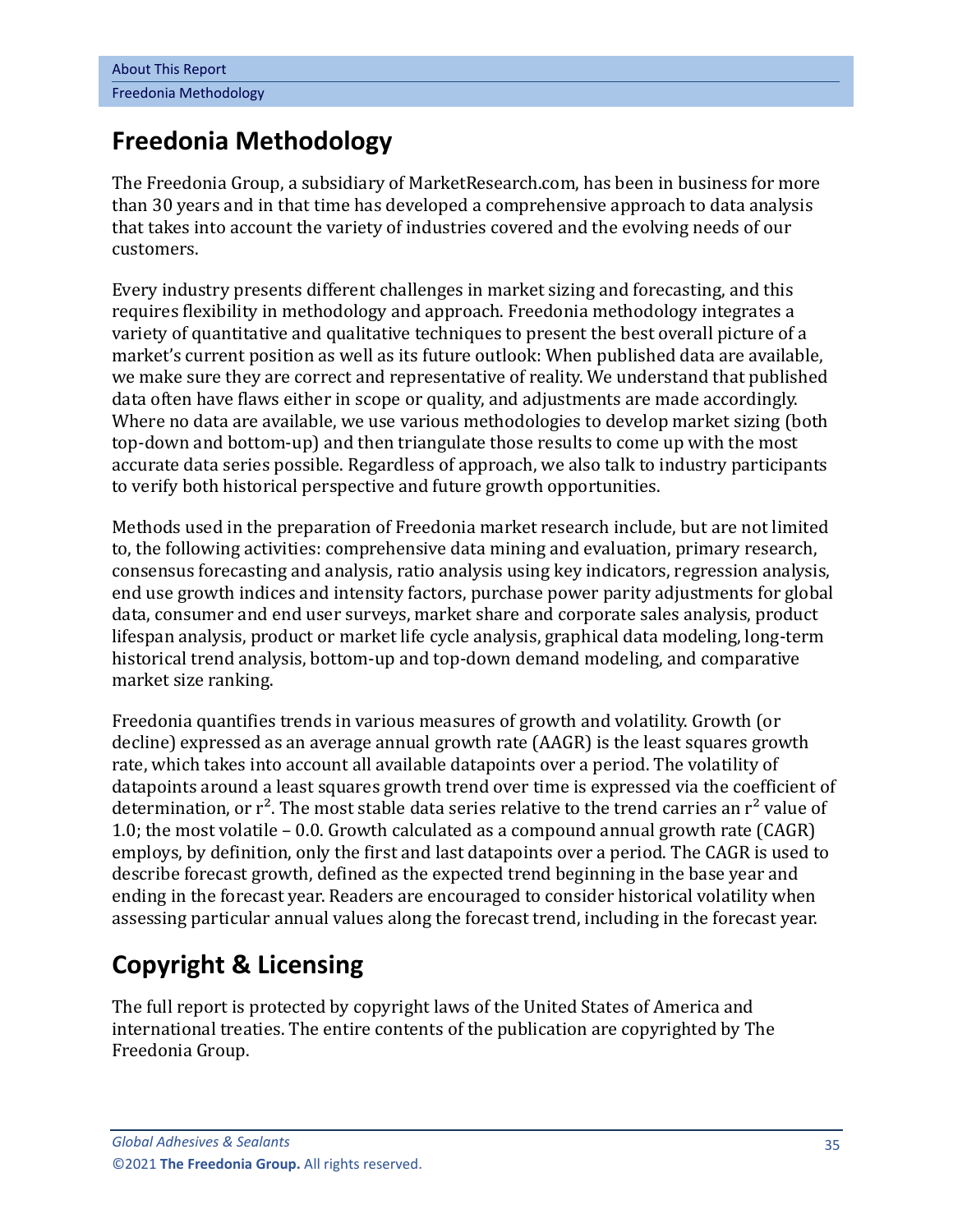# Freedonia Methodology

The Freedonia Group, a subsidiary of MarketResearch.com, has been in business for more than 30 years and in that time has developed a comprehensive approach to data analysis that takes into account the variety of industries covered and the evolving needs of our customers.

Every industry presents different challenges in market sizing and forecasting, and this requires flexibility in methodology and approach. Freedonia methodology integrates a variety of quantitative and qualitative techniques to present the best overall picture of a market's current position as well as its future outlook: When published data are available, we make sure they are correct and representative of reality. We understand that published data often have flaws either in scope or quality, and adjustments are made accordingly. Where no data are available, we use various methodologies to develop market sizing (both top-down and bottom-up) and then triangulate those results to come up with the most accurate data series possible. Regardless of approach, we also talk to industry participants to verify both historical perspective and future growth opportunities.

Methods used in the preparation of Freedonia market research include, but are not limited to, the following activities: comprehensive data mining and evaluation, primary research, consensus forecasting and analysis, ratio analysis using key indicators, regression analysis, end use growth indices and intensity factors, purchase power parity adjustments for global data, consumer and end user surveys, market share and corporate sales analysis, product lifespan analysis, product or market life cycle analysis, graphical data modeling, long-term historical trend analysis, bottom-up and top-down demand modeling, and comparative market size ranking.

Freedonia quantifies trends in various measures of growth and volatility. Growth (or decline) expressed as an average annual growth rate (AAGR) is the least squares growth rate, which takes into account all available datapoints over a period. The volatility of datapoints around a least squares growth trend over time is expressed via the coefficient of determination, or $r^2$. The most stable data series relative to the trend carries an $r^2$ value of 1.0; the most volatile – 0.0. Growth calculated as a compound annual growth rate (CAGR) employs, by definition, only the first and last datapoints over a period. The CAGR is used to describe forecast growth, defined as the expected trend beginning in the base year and ending in the forecast year. Readers are encouraged to consider historical volatility when assessing particular annual values along the forecast trend, including in the forecast year.

# Copyright & Licensing

The full report is protected by copyright laws of the United States of America and international treaties. The entire contents of the publication are copyrighted by The Freedonia Group.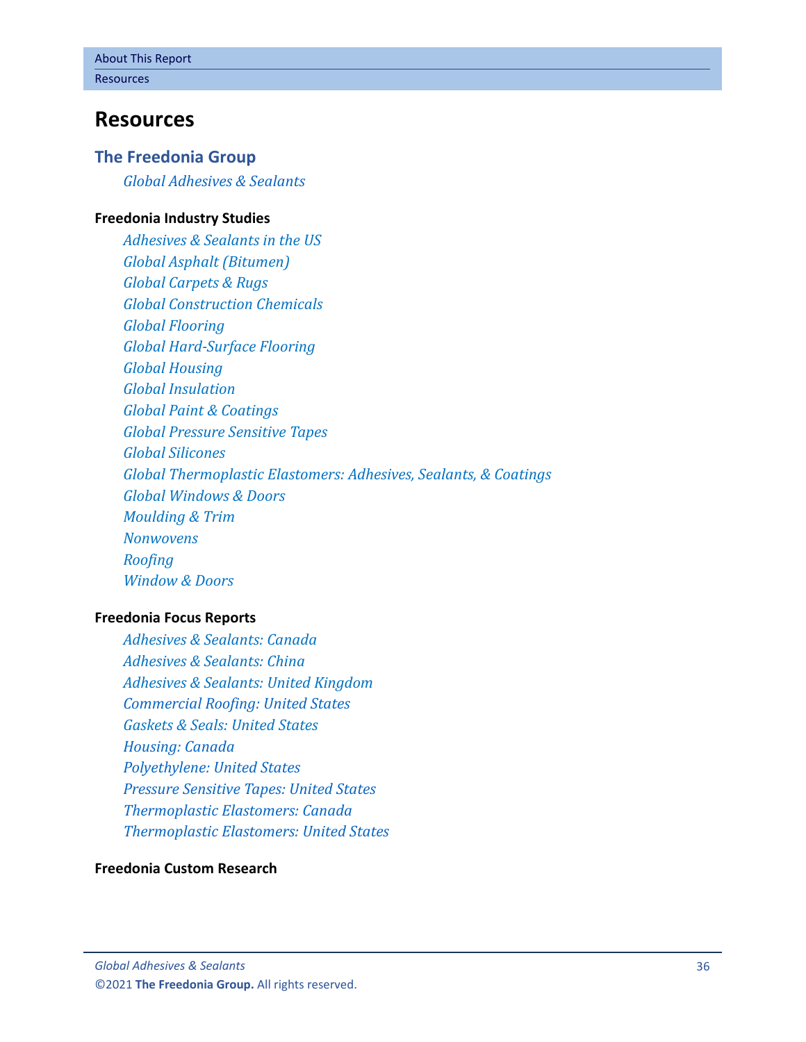# Resources

## The Freedonia Group

*Global Adhesives & Sealants*

**Freedonia Industry Studies**

*Adhesives & Sealants in the US*
*Global Asphalt (Bitumen)*
*Global Carpets & Rugs*
*Global Construction Chemicals*
*Global Flooring*
*Global Hard-Surface Flooring*
*Global Housing*
*Global Insulation*
*Global Paint & Coatings*
*Global Pressure Sensitive Tapes*
*Global Silicones*
*Global Thermoplastic Elastomers: Adhesives, Sealants, & Coatings*
*Global Windows & Doors*
*Moulding & Trim*
*Nonwovens*
*Roofing*
*Window & Doors*

**Freedonia Focus Reports**

*Adhesives & Sealants: Canada*
*Adhesives & Sealants: China*
*Adhesives & Sealants: United Kingdom*
*Commercial Roofing: United States*
*Gaskets & Seals: United States*
*Housing: Canada*
*Polyethylene: United States*
*Pressure Sensitive Tapes: United States*
*Thermoplastic Elastomers: Canada*
*Thermoplastic Elastomers: United States*

**Freedonia Custom Research**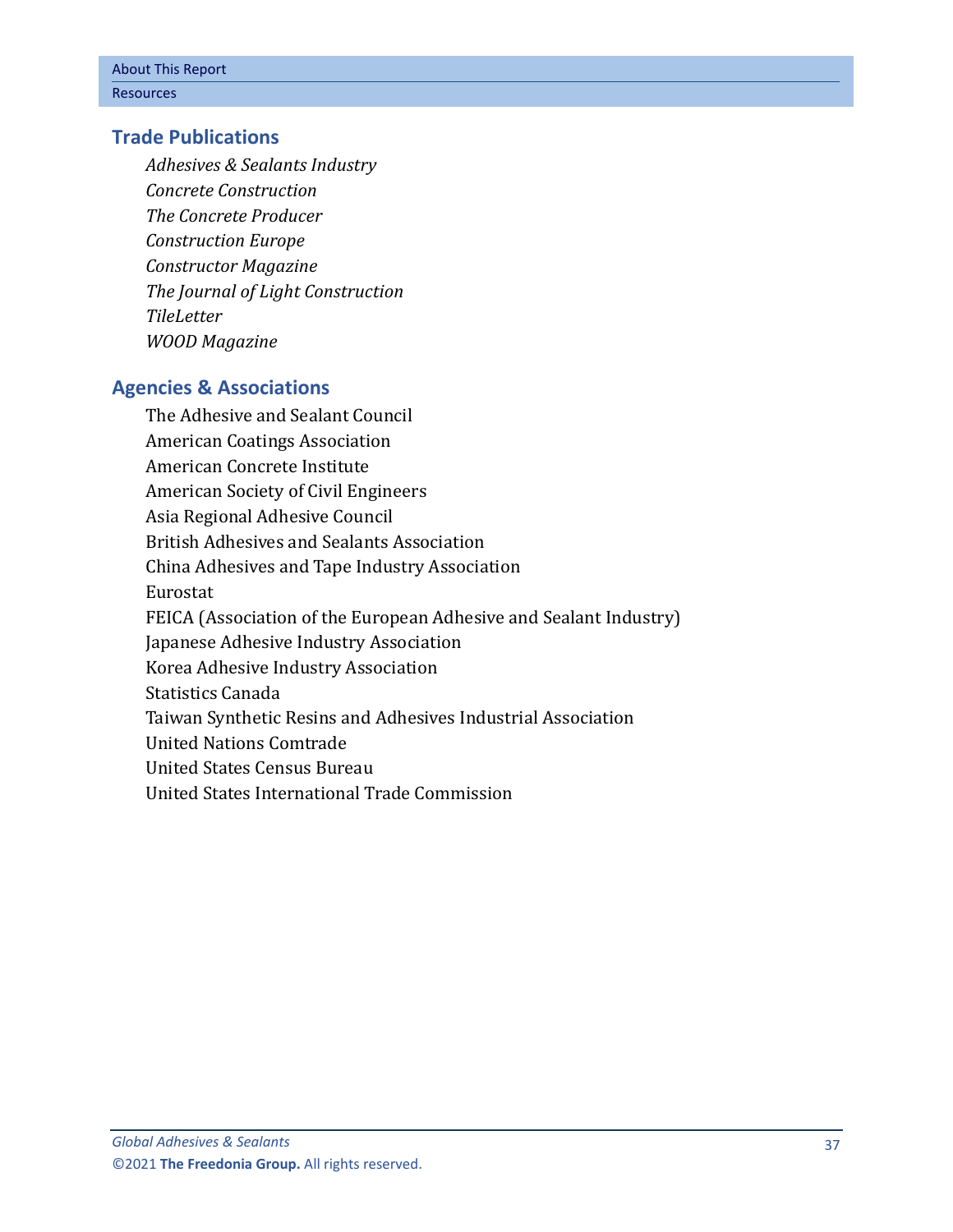## Trade Publications

*Adhesives & Sealants Industry*
*Concrete Construction*
*The Concrete Producer*
*Construction Europe*
*Constructor Magazine*
*The Journal of Light Construction*
*TileLetter*
*WOOD Magazine*

## Agencies & Associations

The Adhesive and Sealant Council
American Coatings Association
American Concrete Institute
American Society of Civil Engineers
Asia Regional Adhesive Council
British Adhesives and Sealants Association
China Adhesives and Tape Industry Association
Eurostat
FEICA (Association of the European Adhesive and Sealant Industry)
Japanese Adhesive Industry Association
Korea Adhesive Industry Association
Statistics Canada
Taiwan Synthetic Resins and Adhesives Industrial Association
United Nations Comtrade
United States Census Bureau
United States International Trade Commission